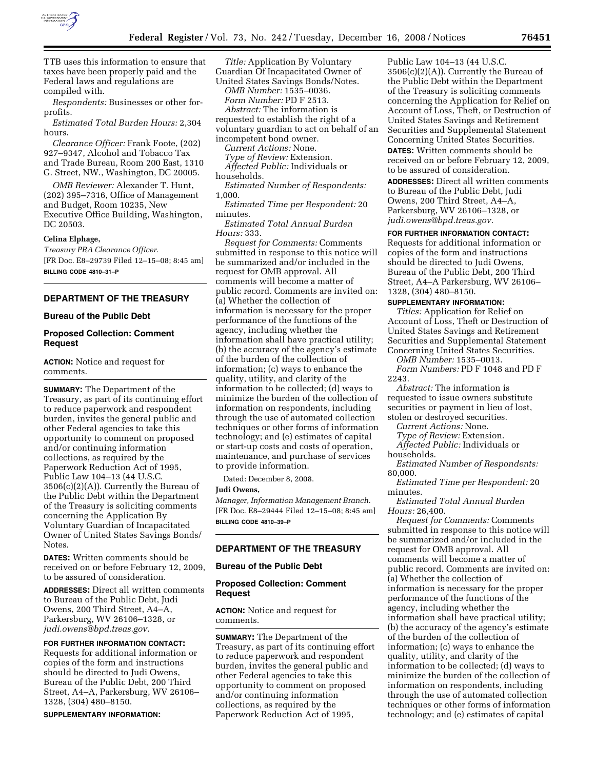TTB uses this information to ensure that taxes have been properly paid and the Federal laws and regulations are compiled with.

*Respondents:* Businesses or other for-profits.

*Estimated Total Burden Hours:* 2,304 hours.

*Clearance Officer:* Frank Foote, (202) 927–9347, Alcohol and Tobacco Tax and Trade Bureau, Room 200 East, 1310 G. Street, NW., Washington, DC 20005.

*OMB Reviewer:* Alexander T. Hunt, (202) 395–7316, Office of Management and Budget, Room 10235, New Executive Office Building, Washington, DC 20503.

**Celina Elphage,**

*Treasury PRA Clearance Officer.*

[FR Doc. E8–29739 Filed 12–15–08; 8:45 am]

**BILLING CODE 4810–31–P**

## DEPARTMENT OF THE TREASURY

### Bureau of the Public Debt

### Proposed Collection: Comment Request

**ACTION:** Notice and request for comments.

**SUMMARY:** The Department of the Treasury, as part of its continuing effort to reduce paperwork and respondent burden, invites the general public and other Federal agencies to take this opportunity to comment on proposed and/or continuing information collections, as required by the Paperwork Reduction Act of 1995, Public Law 104–13 (44 U.S.C. 3506(c)(2)(A)). Currently the Bureau of the Public Debt within the Department of the Treasury is soliciting comments concerning the Application By Voluntary Guardian of Incapacitated Owner of United States Savings Bonds/Notes.

**DATES:** Written comments should be received on or before February 12, 2009, to be assured of consideration.

**ADDRESSES:** Direct all written comments to Bureau of the Public Debt, Judi Owens, 200 Third Street, A4–A, Parkersburg, WV 26106–1328, or *judi.owens@bpd.treas.gov*.

**FOR FURTHER INFORMATION CONTACT:** Requests for additional information or copies of the form and instructions should be directed to Judi Owens, Bureau of the Public Debt, 200 Third Street, A4–A, Parkersburg, WV 26106–1328, (304) 480–8150.

**SUPPLEMENTARY INFORMATION:**

*Title:* Application By Voluntary Guardian Of Incapacitated Owner of United States Savings Bonds/Notes.

*OMB Number:* 1535–0036.

*Form Number:* PD F 2513.

*Abstract:* The information is requested to establish the right of a voluntary guardian to act on behalf of an incompetent bond owner.

*Current Actions:* None.

*Type of Review:* Extension.

*Affected Public:* Individuals or households.

*Estimated Number of Respondents:* 1,000.

*Estimated Time per Respondent:* 20 minutes.

*Estimated Total Annual Burden Hours:* 333.

*Request for Comments:* Comments submitted in response to this notice will be summarized and/or included in the request for OMB approval. All comments will become a matter of public record. Comments are invited on: (a) Whether the collection of information is necessary for the proper performance of the functions of the agency, including whether the information shall have practical utility; (b) the accuracy of the agency's estimate of the burden of the collection of information; (c) ways to enhance the quality, utility, and clarity of the information to be collected; (d) ways to minimize the burden of the collection of information on respondents, including through the use of automated collection techniques or other forms of information technology; and (e) estimates of capital or start-up costs and costs of operation, maintenance, and purchase of services to provide information.

Dated: December 8, 2008.

**Judi Owens,**

*Manager, Information Management Branch.*

[FR Doc. E8–29444 Filed 12–15–08; 8:45 am]

**BILLING CODE 4810–39–P**

## DEPARTMENT OF THE TREASURY

### Bureau of the Public Debt

### Proposed Collection: Comment Request

**ACTION:** Notice and request for comments.

**SUMMARY:** The Department of the Treasury, as part of its continuing effort to reduce paperwork and respondent burden, invites the general public and other Federal agencies to take this opportunity to comment on proposed and/or continuing information collections, as required by the Paperwork Reduction Act of 1995, Public Law 104–13 (44 U.S.C. 3506(c)(2)(A)). Currently the Bureau of the Public Debt within the Department of the Treasury is soliciting comments concerning the Application for Relief on Account of Loss, Theft, or Destruction of United States Savings and Retirement Securities and Supplemental Statement Concerning United States Securities.

**DATES:** Written comments should be received on or before February 12, 2009, to be assured of consideration.

**ADDRESSES:** Direct all written comments to Bureau of the Public Debt, Judi Owens, 200 Third Street, A4–A, Parkersburg, WV 26106–1328, or *judi.owens@bpd.treas.gov*.

**FOR FURTHER INFORMATION CONTACT:** Requests for additional information or copies of the form and instructions should be directed to Judi Owens, Bureau of the Public Debt, 200 Third Street, A4–A Parkersburg, WV 26106–1328, (304) 480–8150.

**SUPPLEMENTARY INFORMATION:**

*Titles:* Application for Relief on Account of Loss, Theft or Destruction of United States Savings and Retirement Securities and Supplemental Statement Concerning United States Securities.

*OMB Number:* 1535–0013.

*Form Numbers:* PD F 1048 and PD F 2243.

*Abstract:* The information is requested to issue owners substitute securities or payment in lieu of lost, stolen or destroyed securities.

*Current Actions:* None.

*Type of Review:* Extension.

*Affected Public:* Individuals or households.

*Estimated Number of Respondents:* 80,000.

*Estimated Time per Respondent:* 20 minutes.

*Estimated Total Annual Burden Hours:* 26,400.

*Request for Comments:* Comments submitted in response to this notice will be summarized and/or included in the request for OMB approval. All comments will become a matter of public record. Comments are invited on: (a) Whether the collection of information is necessary for the proper performance of the functions of the agency, including whether the information shall have practical utility; (b) the accuracy of the agency's estimate of the burden of the collection of information; (c) ways to enhance the quality, utility, and clarity of the information to be collected; (d) ways to minimize the burden of the collection of information on respondents, including through the use of automated collection techniques or other forms of information technology; and (e) estimates of capital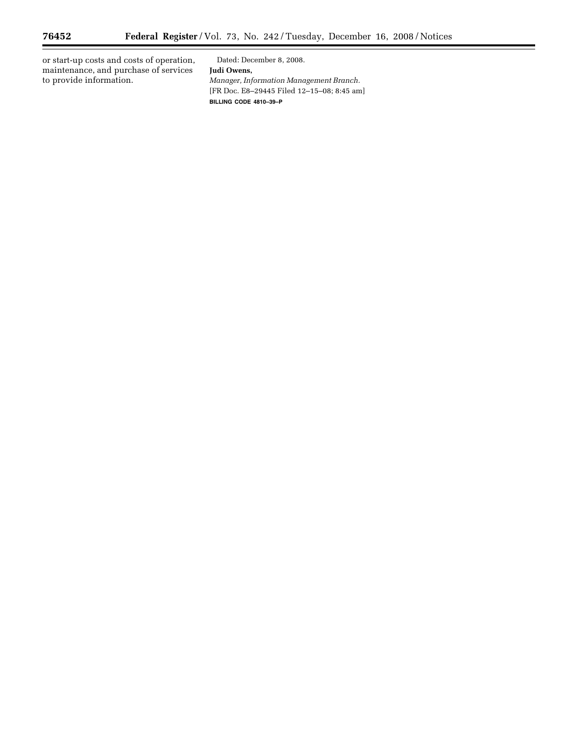or start-up costs and costs of operation, maintenance, and purchase of services to provide information.

Dated: December 8, 2008.

**Judi Owens,**

*Manager, Information Management Branch.*

[FR Doc. E8–29445 Filed 12–15–08; 8:45 am]

**BILLING CODE 4810–39–P**